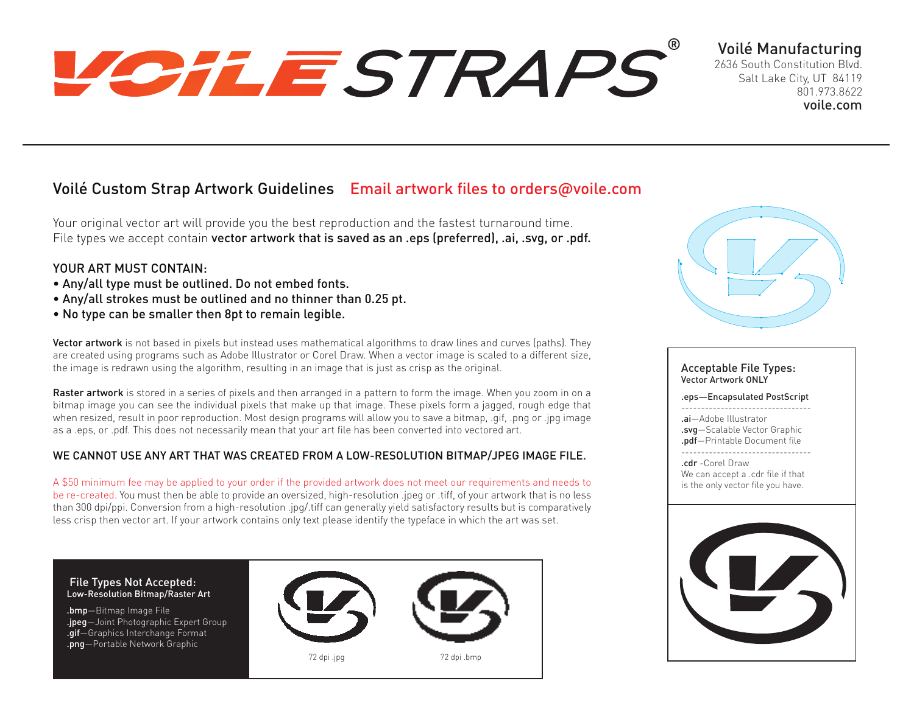# VOILÉ STRAPS®

**Voilé Manufacturing**
2636 South Constitution Blvd.
Salt Lake City, UT 84119
801.973.8622
**voile.com**

## Voilé Custom Strap Artwork Guidelines — Email artwork files to orders@voile.com

Your original vector art will provide you the best reproduction and the fastest turnaround time. File types we accept contain **vector artwork that is saved as an .eps (preferred), .ai, .svg, or .pdf.**

### YOUR ART MUST CONTAIN:

- **Any/all type must be outlined. Do not embed fonts.**
- **Any/all strokes must be outlined and no thinner than 0.25 pt.**
- **No type can be smaller then 8pt to remain legible.**

**Vector artwork** is not based in pixels but instead uses mathematical algorithms to draw lines and curves (paths). They are created using programs such as Adobe Illustrator or Corel Draw. When a vector image is scaled to a different size, the image is redrawn using the algorithm, resulting in an image that is just as crisp as the original.

**Raster artwork** is stored in a series of pixels and then arranged in a pattern to form the image. When you zoom in on a bitmap image you can see the individual pixels that make up that image. These pixels form a jagged, rough edge that when resized, result in poor reproduction. Most design programs will allow you to save a bitmap, .gif, .png or .jpg image as a .eps, or .pdf. This does not necessarily mean that your art file has been converted into vectored art.

### WE CANNOT USE ANY ART THAT WAS CREATED FROM A LOW-RESOLUTION BITMAP/JPEG IMAGE FILE.

A $50 minimum fee may be applied to your order if the provided artwork does not meet our requirements and needs to be re-created. You must then be able to provide an oversized, high-resolution .jpeg or .tiff, of your artwork that is no less than 300 dpi/ppi. Conversion from a high-resolution .jpg/.tiff can generally yield satisfactory results but is comparatively less crisp then vector art. If your artwork contains only text please identify the typeface in which the art was set.

### File Types Not Accepted:
**Low-Resolution Bitmap/Raster Art**

**.bmp**—Bitmap Image File
**.jpeg**—Joint Photographic Expert Group
**.gif**—Graphics Interchange Format
**.png**—Portable Network Graphic

72 dpi .jpg

72 dpi .bmp

### Acceptable File Types:
**Vector Artwork ONLY**

**.eps—Encapsulated PostScript**

---

**.ai**—Adobe Illustrator
**.svg**—Scalable Vector Graphic
**.pdf**—Printable Document file

---

**.cdr** -Corel Draw
We can accept a .cdr file if that is the only vector file you have.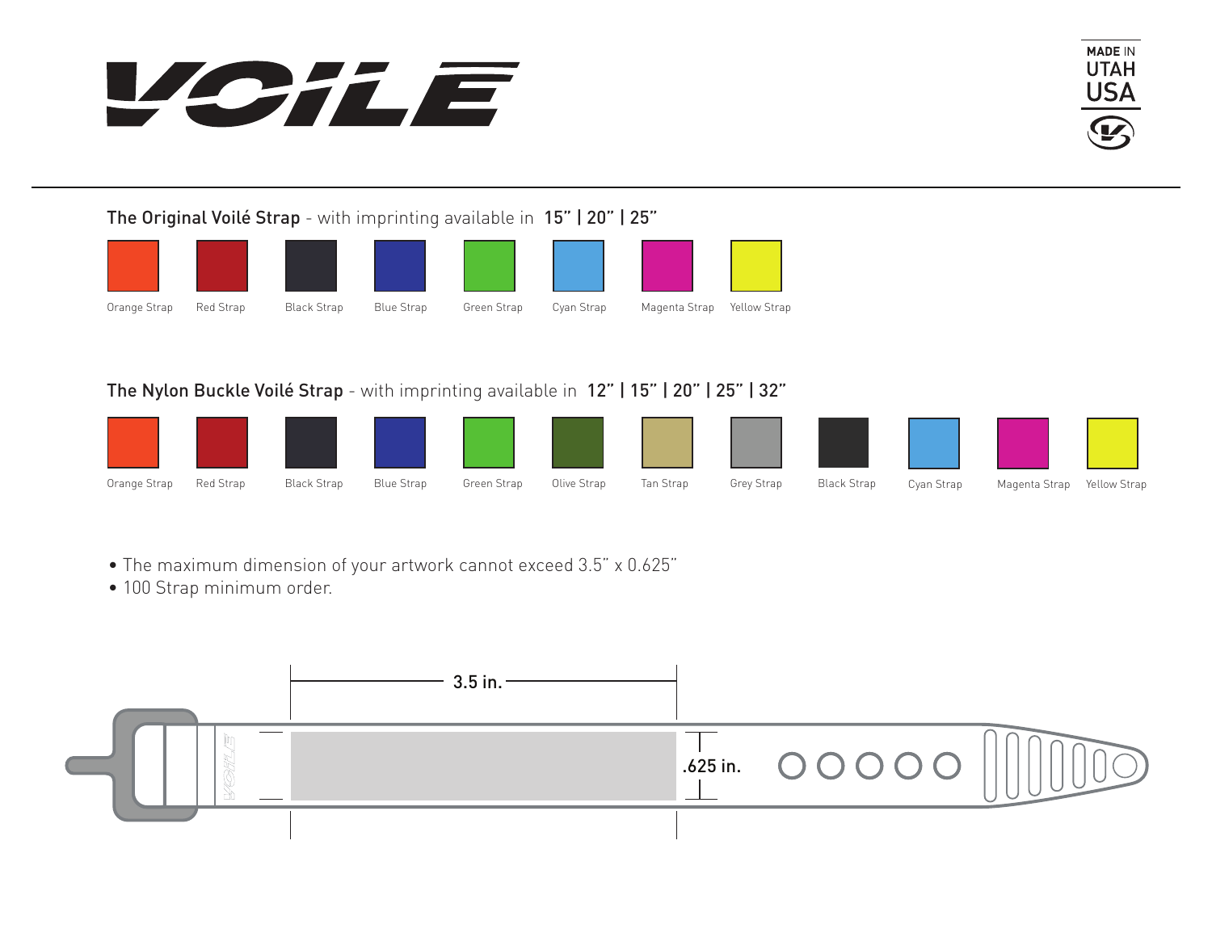# VOILÉ

MADE IN UTAH USA

## The Original Voilé Strap - with imprinting available in 15" | 20" | 25"

Orange Strap | Red Strap | Black Strap | Blue Strap | Green Strap | Cyan Strap | Magenta Strap | Yellow Strap

## The Nylon Buckle Voilé Strap - with imprinting available in 12" | 15" | 20" | 25" | 32"

Orange Strap | Red Strap | Black Strap | Blue Strap | Green Strap | Olive Strap | Tan Strap | Grey Strap | Black Strap | Cyan Strap | Magenta Strap | Yellow Strap

- The maximum dimension of your artwork cannot exceed 3.5" x 0.625"
- 100 Strap minimum order.

3.5 in.

.625 in.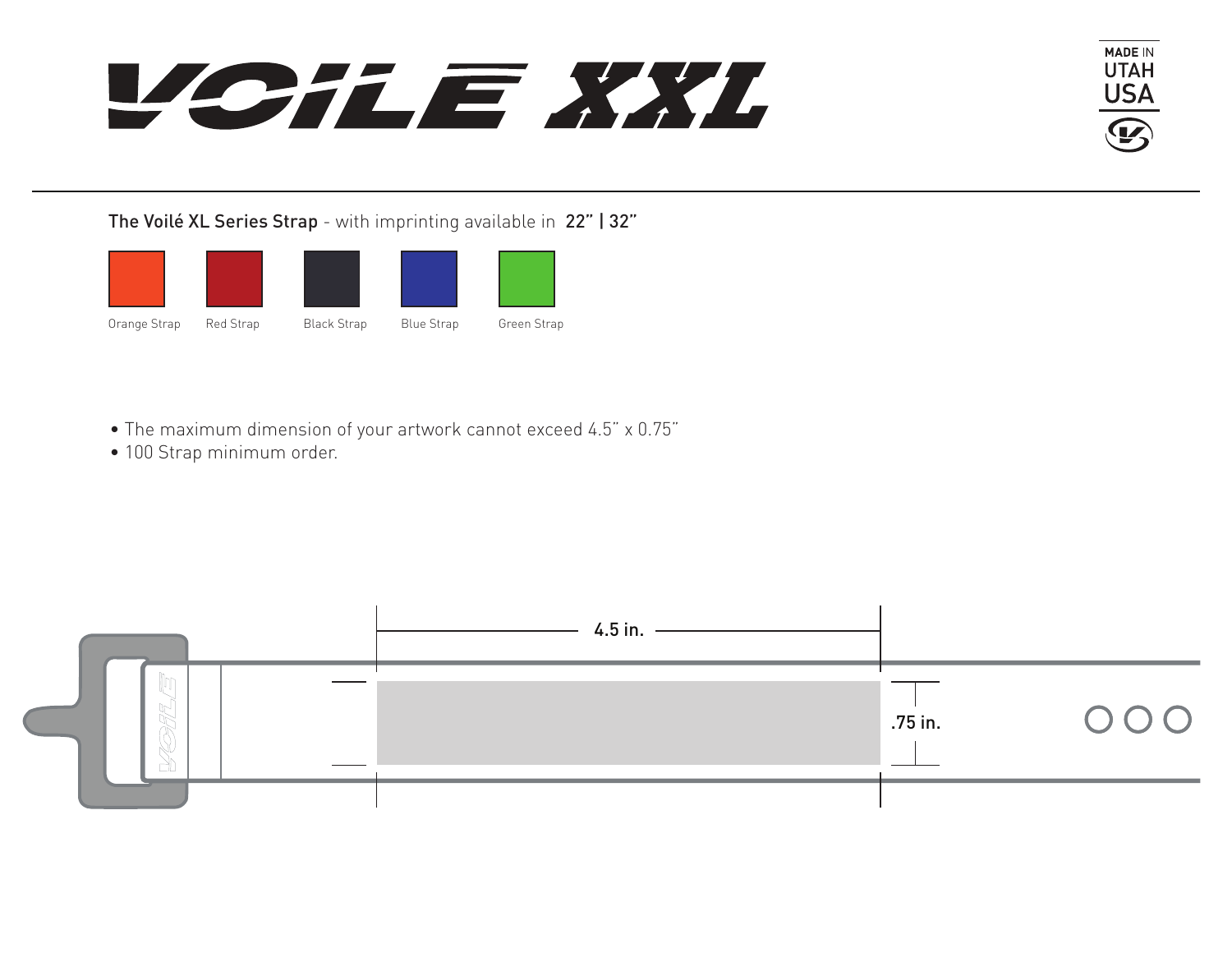# VOILÉ XXL

MADE IN UTAH USA

The Voilé XL Series Strap - with imprinting available in 22" | 32"

Orange Strap

Red Strap

Black Strap

Blue Strap

Green Strap

- The maximum dimension of your artwork cannot exceed 4.5" x 0.75"
- 100 Strap minimum order.

4.5 in.

.75 in.